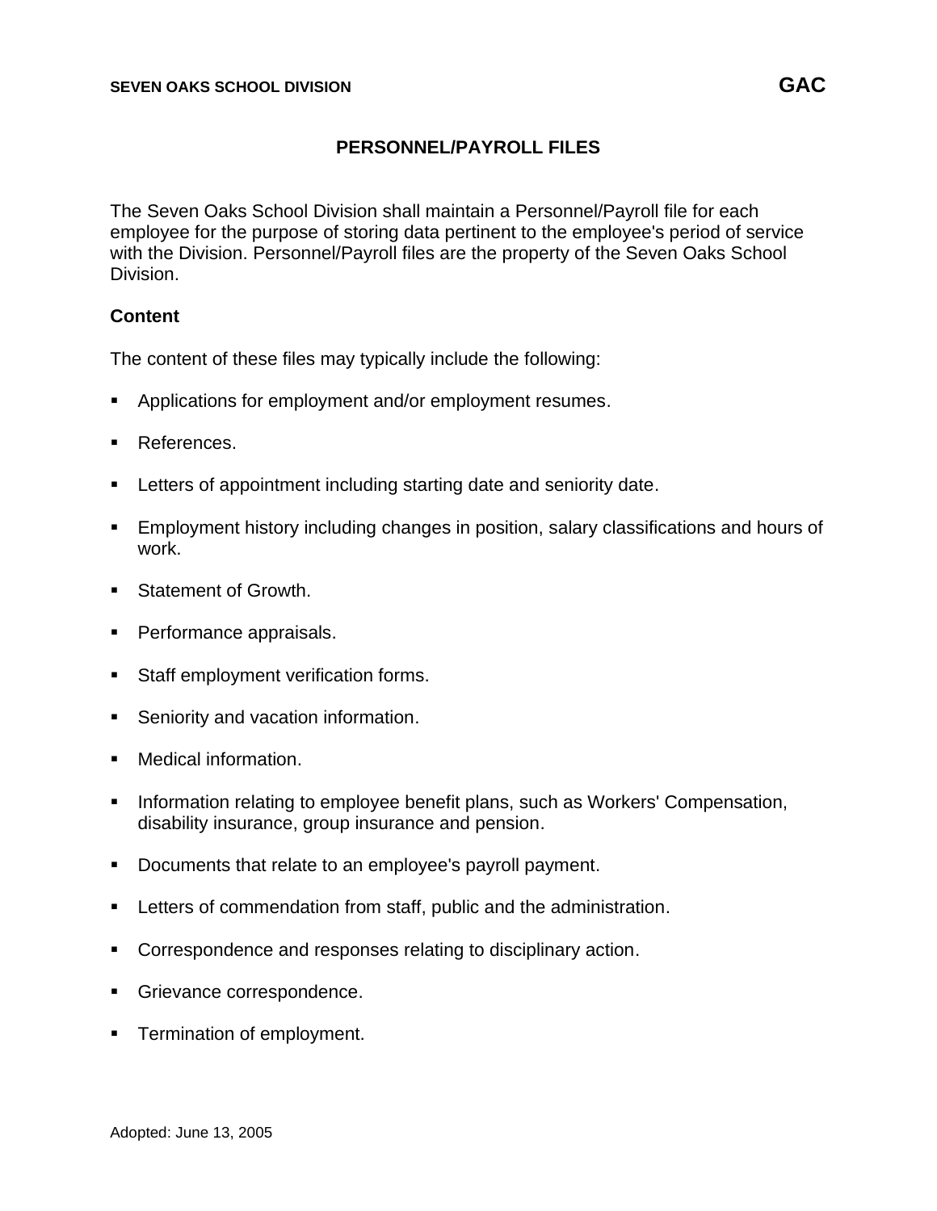SEVEN OAKS SCHOOL DIVISION **GAC**

# PERSONNEL/PAYROLL FILES

The Seven Oaks School Division shall maintain a Personnel/Payroll file for each employee for the purpose of storing data pertinent to the employee's period of service with the Division. Personnel/Payroll files are the property of the Seven Oaks School Division.

## Content

The content of these files may typically include the following:

- Applications for employment and/or employment resumes.
- References.
- Letters of appointment including starting date and seniority date.
- Employment history including changes in position, salary classifications and hours of work.
- Statement of Growth.
- Performance appraisals.
- Staff employment verification forms.
- Seniority and vacation information.
- Medical information.
- Information relating to employee benefit plans, such as Workers' Compensation, disability insurance, group insurance and pension.
- Documents that relate to an employee's payroll payment.
- Letters of commendation from staff, public and the administration.
- Correspondence and responses relating to disciplinary action.
- Grievance correspondence.
- Termination of employment.

Adopted: June 13, 2005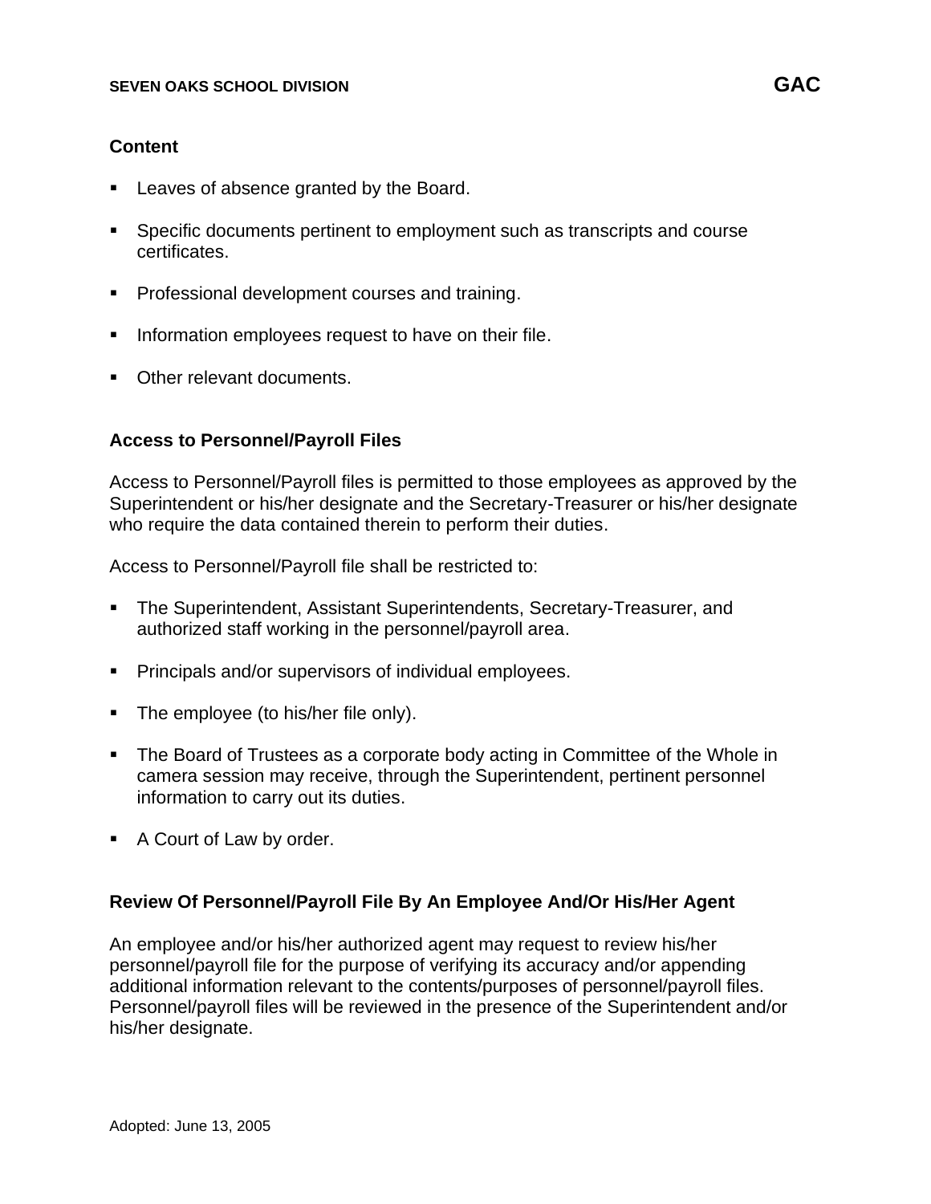## Content

- Leaves of absence granted by the Board.
- Specific documents pertinent to employment such as transcripts and course certificates.
- Professional development courses and training.
- Information employees request to have on their file.
- Other relevant documents.

## Access to Personnel/Payroll Files

Access to Personnel/Payroll files is permitted to those employees as approved by the Superintendent or his/her designate and the Secretary-Treasurer or his/her designate who require the data contained therein to perform their duties.

Access to Personnel/Payroll file shall be restricted to:

- The Superintendent, Assistant Superintendents, Secretary-Treasurer, and authorized staff working in the personnel/payroll area.
- Principals and/or supervisors of individual employees.
- The employee (to his/her file only).
- The Board of Trustees as a corporate body acting in Committee of the Whole in camera session may receive, through the Superintendent, pertinent personnel information to carry out its duties.
- A Court of Law by order.

## Review Of Personnel/Payroll File By An Employee And/Or His/Her Agent

An employee and/or his/her authorized agent may request to review his/her personnel/payroll file for the purpose of verifying its accuracy and/or appending additional information relevant to the contents/purposes of personnel/payroll files. Personnel/payroll files will be reviewed in the presence of the Superintendent and/or his/her designate.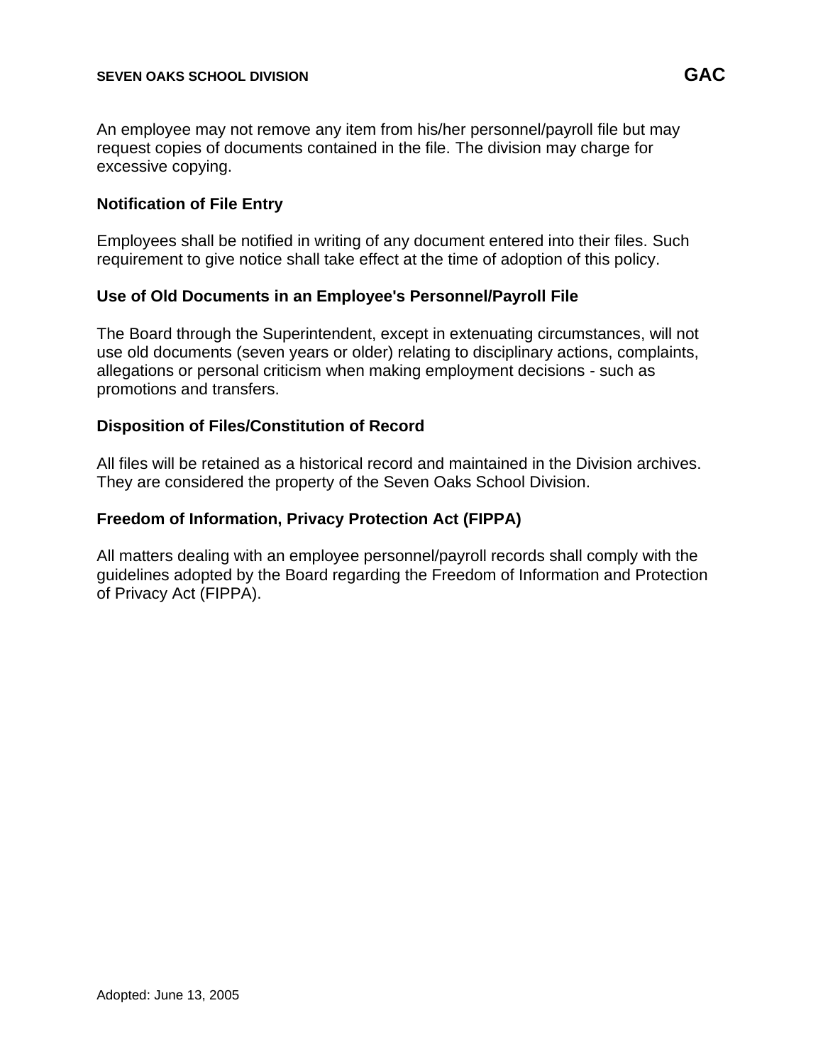An employee may not remove any item from his/her personnel/payroll file but may request copies of documents contained in the file. The division may charge for excessive copying.

**Notification of File Entry**

Employees shall be notified in writing of any document entered into their files. Such requirement to give notice shall take effect at the time of adoption of this policy.

**Use of Old Documents in an Employee's Personnel/Payroll File**

The Board through the Superintendent, except in extenuating circumstances, will not use old documents (seven years or older) relating to disciplinary actions, complaints, allegations or personal criticism when making employment decisions - such as promotions and transfers.

**Disposition of Files/Constitution of Record**

All files will be retained as a historical record and maintained in the Division archives. They are considered the property of the Seven Oaks School Division.

**Freedom of Information, Privacy Protection Act (FIPPA)**

All matters dealing with an employee personnel/payroll records shall comply with the guidelines adopted by the Board regarding the Freedom of Information and Protection of Privacy Act (FIPPA).

Adopted: June 13, 2005